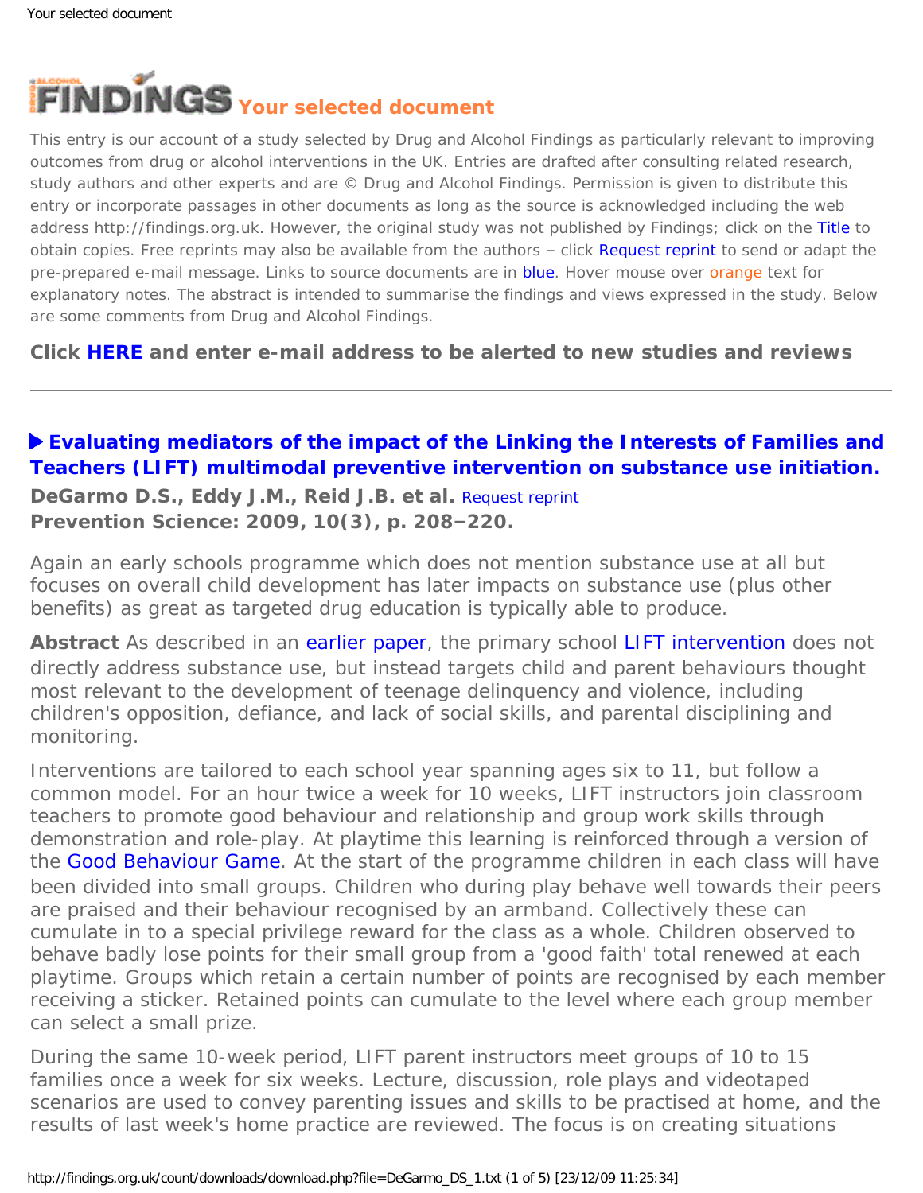# FINDINGS Your selected document

This entry is our account of a study selected by Drug and Alcohol Findings as particularly relevant to improving outcomes from drug or alcohol interventions in the UK. Entries are drafted after consulting related research, study authors and other experts and are © Drug and Alcohol Findings. Permission is given to distribute this entry or incorporate passages in other documents as long as the source is acknowledged including the web address http://findings.org.uk. However, the original study was not published by Findings; click on the Title to obtain copies. Free reprints may also be available from the authors – click Request reprint to send or adapt the pre-prepared e-mail message. Links to source documents are in blue. Hover mouse over orange text for explanatory notes. The abstract is intended to summarise the findings and views expressed in the study. Below are some comments from Drug and Alcohol Findings.

**Click HERE and enter e-mail address to be alerted to new studies and reviews**

---

## ▶ Evaluating mediators of the impact of the Linking the Interests of Families and Teachers (LIFT) multimodal preventive intervention on substance use initiation.

**DeGarmo D.S., Eddy J.M., Reid J.B. et al.** Request reprint
**Prevention Science: 2009, 10(3), p. 208–220.**

Again an early schools programme which does not mention substance use at all but focuses on overall child development has later impacts on substance use (plus other benefits) as great as targeted drug education is typically able to produce.

**Abstract** As described in an earlier paper, the primary school LIFT intervention does not directly address substance use, but instead targets child and parent behaviours thought most relevant to the development of teenage delinquency and violence, including children's opposition, defiance, and lack of social skills, and parental disciplining and monitoring.

Interventions are tailored to each school year spanning ages six to 11, but follow a common model. For an hour twice a week for 10 weeks, LIFT instructors join classroom teachers to promote good behaviour and relationship and group work skills through demonstration and role-play. At playtime this learning is reinforced through a version of the Good Behaviour Game. At the start of the programme children in each class will have been divided into small groups. Children who during play behave well towards their peers are praised and their behaviour recognised by an armband. Collectively these can cumulate in to a special privilege reward for the class as a whole. Children observed to behave badly lose points for their small group from a 'good faith' total renewed at each playtime. Groups which retain a certain number of points are recognised by each member receiving a sticker. Retained points can cumulate to the level where each group member can select a small prize.

During the same 10-week period, LIFT parent instructors meet groups of 10 to 15 families once a week for six weeks. Lecture, discussion, role plays and videotaped scenarios are used to convey parenting issues and skills to be practised at home, and the results of last week's home practice are reviewed. The focus is on creating situations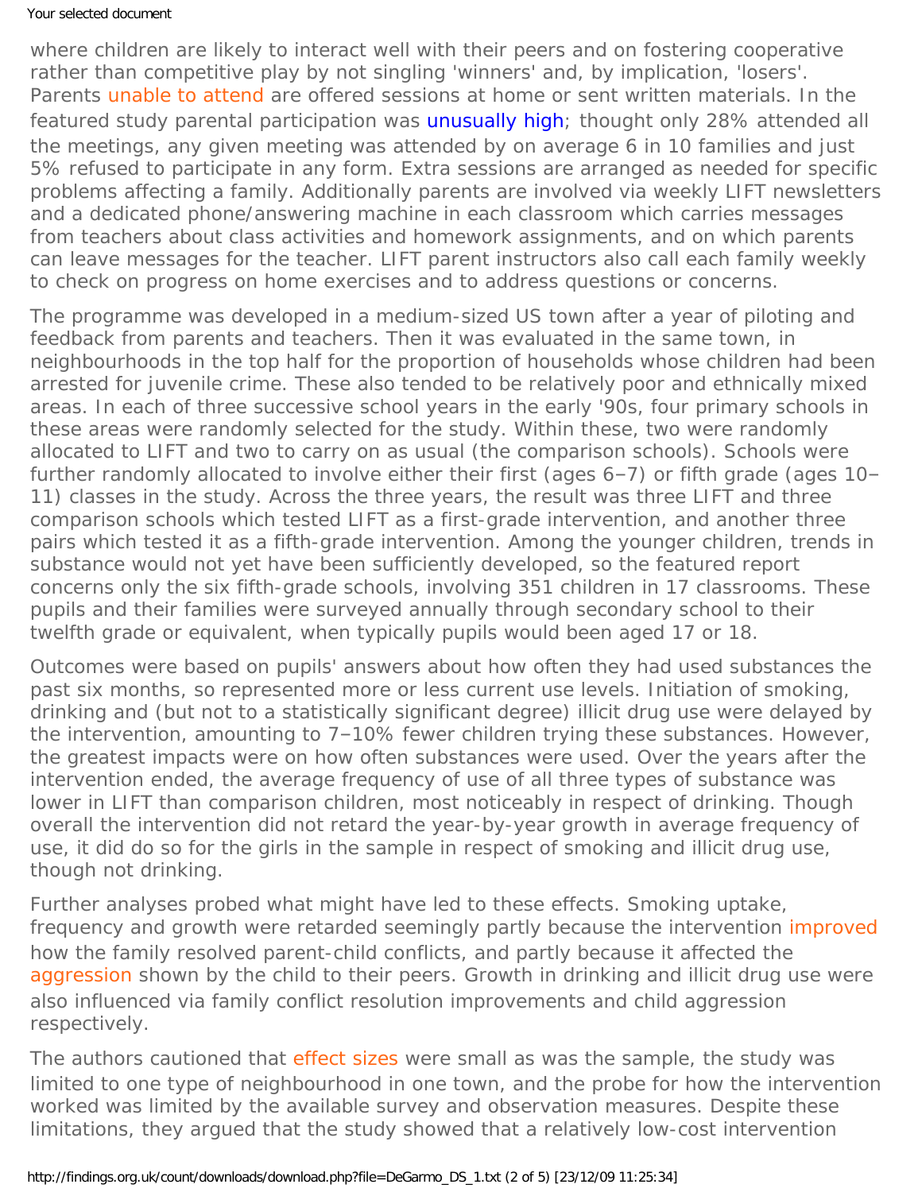where children are likely to interact well with their peers and on fostering cooperative rather than competitive play by not singling 'winners' and, by implication, 'losers'. Parents unable to attend are offered sessions at home or sent written materials. In the featured study parental participation was unusually high; thought only 28% attended all the meetings, any given meeting was attended by on average 6 in 10 families and just 5% refused to participate in any form. Extra sessions are arranged as needed for specific problems affecting a family. Additionally parents are involved via weekly LIFT newsletters and a dedicated phone/answering machine in each classroom which carries messages from teachers about class activities and homework assignments, and on which parents can leave messages for the teacher. LIFT parent instructors also call each family weekly to check on progress on home exercises and to address questions or concerns.

The programme was developed in a medium-sized US town after a year of piloting and feedback from parents and teachers. Then it was evaluated in the same town, in neighbourhoods in the top half for the proportion of households whose children had been arrested for juvenile crime. These also tended to be relatively poor and ethnically mixed areas. In each of three successive school years in the early '90s, four primary schools in these areas were randomly selected for the study. Within these, two were randomly allocated to LIFT and two to carry on as usual (the comparison schools). Schools were further randomly allocated to involve either their first (ages 6–7) or fifth grade (ages 10–11) classes in the study. Across the three years, the result was three LIFT and three comparison schools which tested LIFT as a first-grade intervention, and another three pairs which tested it as a fifth-grade intervention. Among the younger children, trends in substance would not yet have been sufficiently developed, so the featured report concerns only the six fifth-grade schools, involving 351 children in 17 classrooms. These pupils and their families were surveyed annually through secondary school to their twelfth grade or equivalent, when typically pupils would been aged 17 or 18.

Outcomes were based on pupils' answers about how often they had used substances the past six months, so represented more or less current use levels. Initiation of smoking, drinking and (but not to a statistically significant degree) illicit drug use were delayed by the intervention, amounting to 7–10% fewer children trying these substances. However, the greatest impacts were on how often substances were used. Over the years after the intervention ended, the average frequency of use of all three types of substance was lower in LIFT than comparison children, most noticeably in respect of drinking. Though overall the intervention did not retard the year-by-year growth in average frequency of use, it did do so for the girls in the sample in respect of smoking and illicit drug use, though not drinking.

Further analyses probed what might have led to these effects. Smoking uptake, frequency and growth were retarded seemingly partly because the intervention improved how the family resolved parent-child conflicts, and partly because it affected the aggression shown by the child to their peers. Growth in drinking and illicit drug use were also influenced via family conflict resolution improvements and child aggression respectively.

The authors cautioned that effect sizes were small as was the sample, the study was limited to one type of neighbourhood in one town, and the probe for how the intervention worked was limited by the available survey and observation measures. Despite these limitations, they argued that the study showed that a relatively low-cost intervention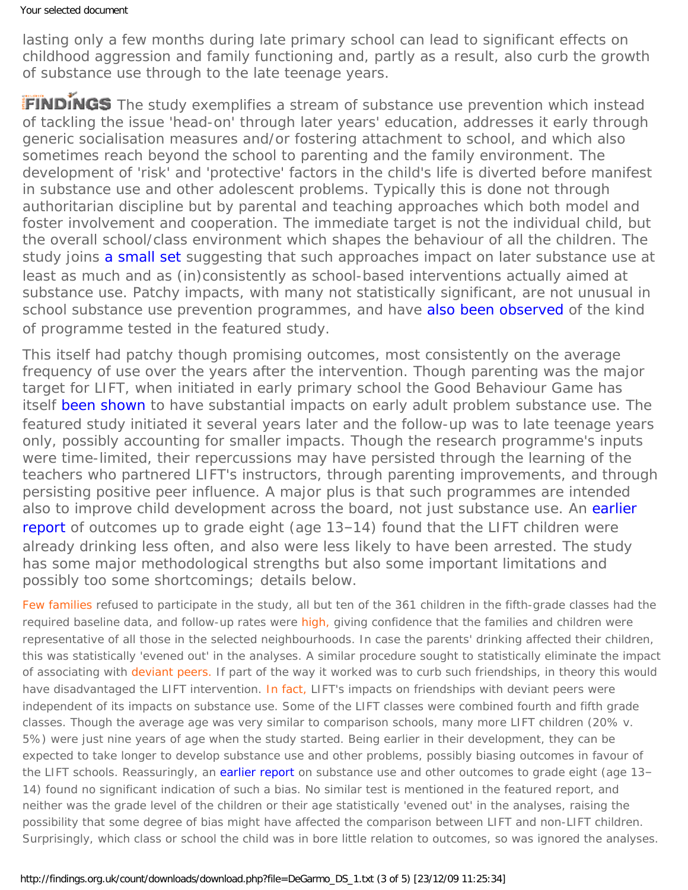lasting only a few months during late primary school can lead to significant effects on childhood aggression and family functioning and, partly as a result, also curb the growth of substance use through to the late teenage years.

**FINDINGS** The study exemplifies a stream of substance use prevention which instead of tackling the issue 'head-on' through later years' education, addresses it early through generic socialisation measures and/or fostering attachment to school, and which also sometimes reach beyond the school to parenting and the family environment. The development of 'risk' and 'protective' factors in the child's life is diverted before manifest in substance use and other adolescent problems. Typically this is done not through authoritarian discipline but by parental and teaching approaches which both model and foster involvement and cooperation. The immediate target is not the individual child, but the overall school/class environment which shapes the behaviour of all the children. The study joins a small set suggesting that such approaches impact on later substance use at least as much and as (in)consistently as school-based interventions actually aimed at substance use. Patchy impacts, with many not statistically significant, are not unusual in school substance use prevention programmes, and have also been observed of the kind of programme tested in the featured study.

This itself had patchy though promising outcomes, most consistently on the average frequency of use over the years after the intervention. Though parenting was the major target for LIFT, when initiated in early primary school the Good Behaviour Game has itself been shown to have substantial impacts on early adult problem substance use. The featured study initiated it several years later and the follow-up was to late teenage years only, possibly accounting for smaller impacts. Though the research programme's inputs were time-limited, their repercussions may have persisted through the learning of the teachers who partnered LIFT's instructors, through parenting improvements, and through persisting positive peer influence. A major plus is that such programmes are intended also to improve child development across the board, not just substance use. An earlier report of outcomes up to grade eight (age 13–14) found that the LIFT children were already drinking less often, and also were less likely to have been arrested. The study has some major methodological strengths but also some important limitations and possibly too some shortcomings; details below.

Few families refused to participate in the study, all but ten of the 361 children in the fifth-grade classes had the required baseline data, and follow-up rates were high, giving confidence that the families and children were representative of all those in the selected neighbourhoods. In case the parents' drinking affected their children, this was statistically 'evened out' in the analyses. A similar procedure sought to statistically eliminate the impact of associating with deviant peers. If part of the way it worked was to curb such friendships, in theory this would have disadvantaged the LIFT intervention. In fact, LIFT's impacts on friendships with deviant peers were independent of its impacts on substance use. Some of the LIFT classes were combined fourth and fifth grade classes. Though the average age was very similar to comparison schools, many more LIFT children (20% v. 5%) were just nine years of age when the study started. Being earlier in their development, they can be expected to take longer to develop substance use and other problems, possibly biasing outcomes in favour of the LIFT schools. Reassuringly, an earlier report on substance use and other outcomes to grade eight (age 13–14) found no significant indication of such a bias. No similar test is mentioned in the featured report, and neither was the grade level of the children or their age statistically 'evened out' in the analyses, raising the possibility that some degree of bias might have affected the comparison between LIFT and non-LIFT children. Surprisingly, which class or school the child was in bore little relation to outcomes, so was ignored the analyses.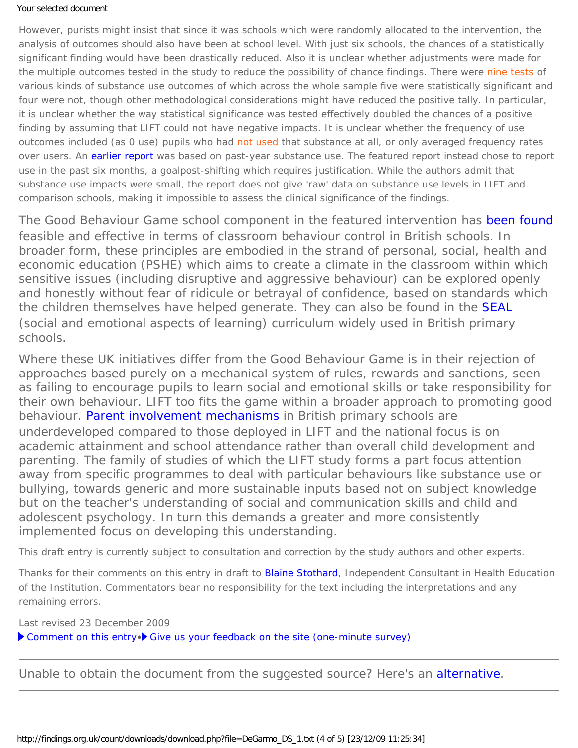However, purists might insist that since it was schools which were randomly allocated to the intervention, the analysis of outcomes should also have been at school level. With just six schools, the chances of a statistically significant finding would have been drastically reduced. Also it is unclear whether adjustments were made for the multiple outcomes tested in the study to reduce the possibility of chance findings. There were nine tests of various kinds of substance use outcomes of which across the whole sample five were statistically significant and four were not, though other methodological considerations might have reduced the positive tally. In particular, it is unclear whether the way statistical significance was tested effectively doubled the chances of a positive finding by assuming that LIFT could not have negative impacts. It is unclear whether the frequency of use outcomes included (as 0 use) pupils who had not used that substance at all, or only averaged frequency rates over users. An earlier report was based on past-year substance use. The featured report instead chose to report use in the past six months, a goalpost-shifting which requires justification. While the authors admit that substance use impacts were small, the report does not give 'raw' data on substance use levels in LIFT and comparison schools, making it impossible to assess the clinical significance of the findings.

The Good Behaviour Game school component in the featured intervention has been found feasible and effective in terms of classroom behaviour control in British schools. In broader form, these principles are embodied in the strand of personal, social, health and economic education (PSHE) which aims to create a climate in the classroom within which sensitive issues (including disruptive and aggressive behaviour) can be explored openly and honestly without fear of ridicule or betrayal of confidence, based on standards which the children themselves have helped generate. They can also be found in the SEAL (social and emotional aspects of learning) curriculum widely used in British primary schools.

Where these UK initiatives differ from the Good Behaviour Game is in their rejection of approaches based purely on a mechanical system of rules, rewards and sanctions, seen as failing to encourage pupils to learn social and emotional skills or take responsibility for their own behaviour. LIFT too fits the game within a broader approach to promoting good behaviour. Parent involvement mechanisms in British primary schools are underdeveloped compared to those deployed in LIFT and the national focus is on academic attainment and school attendance rather than overall child development and parenting. The family of studies of which the LIFT study forms a part focus attention away from specific programmes to deal with particular behaviours like substance use or bullying, towards generic and more sustainable inputs based not on subject knowledge but on the teacher's understanding of social and communication skills and child and adolescent psychology. In turn this demands a greater and more consistently implemented focus on developing this understanding.

This draft entry is currently subject to consultation and correction by the study authors and other experts.

Thanks for their comments on this entry in draft to Blaine Stothard, Independent Consultant in Health Education of the Institution. Commentators bear no responsibility for the text including the interpretations and any remaining errors.

Last revised 23 December 2009

▶ Comment on this entry • ▶ Give us your feedback on the site (one-minute survey)

---

Unable to obtain the document from the suggested source? Here's an alternative.

---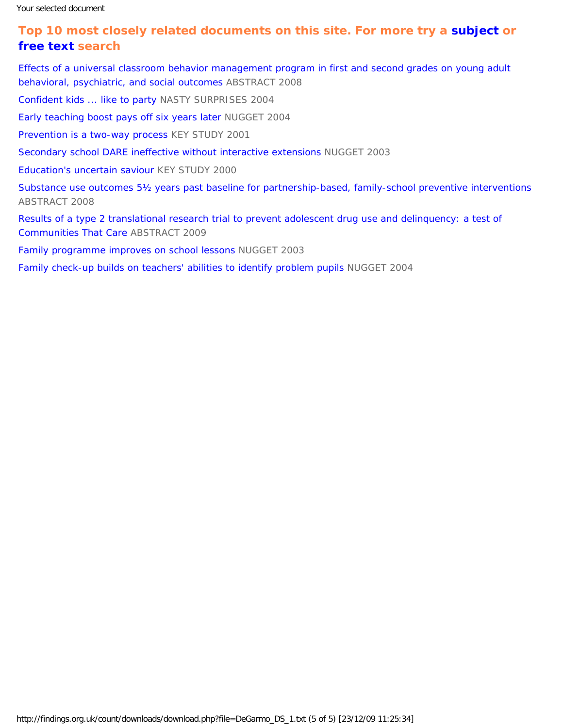## Top 10 most closely related documents on this site. For more try a subject or free text search

Effects of a universal classroom behavior management program in first and second grades on young adult behavioral, psychiatric, and social outcomes ABSTRACT 2008

Confident kids ... like to party NASTY SURPRISES 2004

Early teaching boost pays off six years later NUGGET 2004

Prevention is a two-way process KEY STUDY 2001

Secondary school DARE ineffective without interactive extensions NUGGET 2003

Education's uncertain saviour KEY STUDY 2000

Substance use outcomes 5½ years past baseline for partnership-based, family-school preventive interventions ABSTRACT 2008

Results of a type 2 translational research trial to prevent adolescent drug use and delinquency: a test of Communities That Care ABSTRACT 2009

Family programme improves on school lessons NUGGET 2003

Family check-up builds on teachers' abilities to identify problem pupils NUGGET 2004